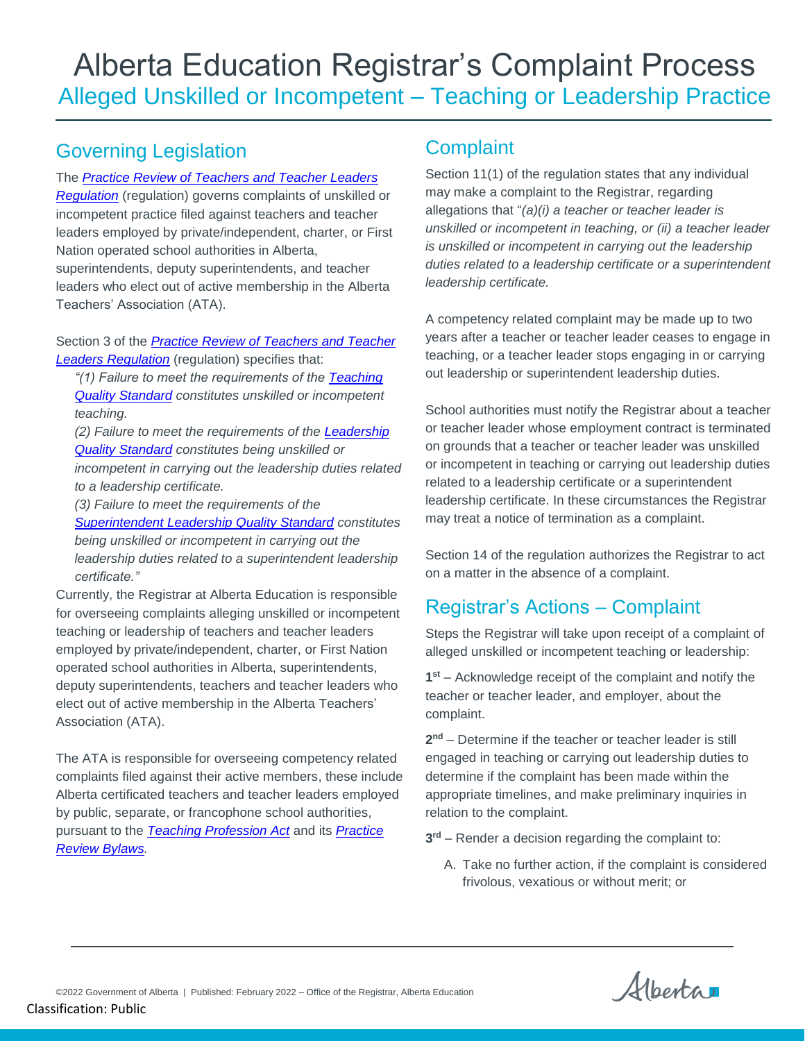# Alberta Education Registrar's Complaint Process

## Alleged Unskilled or Incompetent – Teaching or Leadership Practice

## Governing Legislation

The *[Practice Review of Teachers and Teacher Leaders Regulation](#)* (regulation) governs complaints of unskilled or incompetent practice filed against teachers and teacher leaders employed by private/independent, charter, or First Nation operated school authorities in Alberta, superintendents, deputy superintendents, and teacher leaders who elect out of active membership in the Alberta Teachers' Association (ATA).

Section 3 of the *[Practice Review of Teachers and Teacher Leaders Regulation](#)* (regulation) specifies that:

> *"(1) Failure to meet the requirements of the [Teaching Quality Standard](#) constitutes unskilled or incompetent teaching.*
>
> *(2) Failure to meet the requirements of the [Leadership Quality Standard](#) constitutes being unskilled or incompetent in carrying out the leadership duties related to a leadership certificate.*
>
> *(3) Failure to meet the requirements of the [Superintendent Leadership Quality Standard](#) constitutes being unskilled or incompetent in carrying out the leadership duties related to a superintendent leadership certificate."*

Currently, the Registrar at Alberta Education is responsible for overseeing complaints alleging unskilled or incompetent teaching or leadership of teachers and teacher leaders employed by private/independent, charter, or First Nation operated school authorities in Alberta, superintendents, deputy superintendents, teachers and teacher leaders who elect out of active membership in the Alberta Teachers' Association (ATA).

The ATA is responsible for overseeing competency related complaints filed against their active members, these include Alberta certificated teachers and teacher leaders employed by public, separate, or francophone school authorities, pursuant to the *[Teaching Profession Act](#)* and its *[Practice Review Bylaws](#)*.

## Complaint

Section 11(1) of the regulation states that any individual may make a complaint to the Registrar, regarding allegations that "*(a)(i) a teacher or teacher leader is unskilled or incompetent in teaching, or (ii) a teacher leader is unskilled or incompetent in carrying out the leadership duties related to a leadership certificate or a superintendent leadership certificate.*

A competency related complaint may be made up to two years after a teacher or teacher leader ceases to engage in teaching, or a teacher leader stops engaging in or carrying out leadership or superintendent leadership duties.

School authorities must notify the Registrar about a teacher or teacher leader whose employment contract is terminated on grounds that a teacher or teacher leader was unskilled or incompetent in teaching or carrying out leadership duties related to a leadership certificate or a superintendent leadership certificate. In these circumstances the Registrar may treat a notice of termination as a complaint.

Section 14 of the regulation authorizes the Registrar to act on a matter in the absence of a complaint.

## Registrar's Actions – Complaint

Steps the Registrar will take upon receipt of a complaint of alleged unskilled or incompetent teaching or leadership:

**1st** – Acknowledge receipt of the complaint and notify the teacher or teacher leader, and employer, about the complaint.

**2nd** – Determine if the teacher or teacher leader is still engaged in teaching or carrying out leadership duties to determine if the complaint has been made within the appropriate timelines, and make preliminary inquiries in relation to the complaint.

**3rd** – Render a decision regarding the complaint to:

A. Take no further action, if the complaint is considered frivolous, vexatious or without merit; or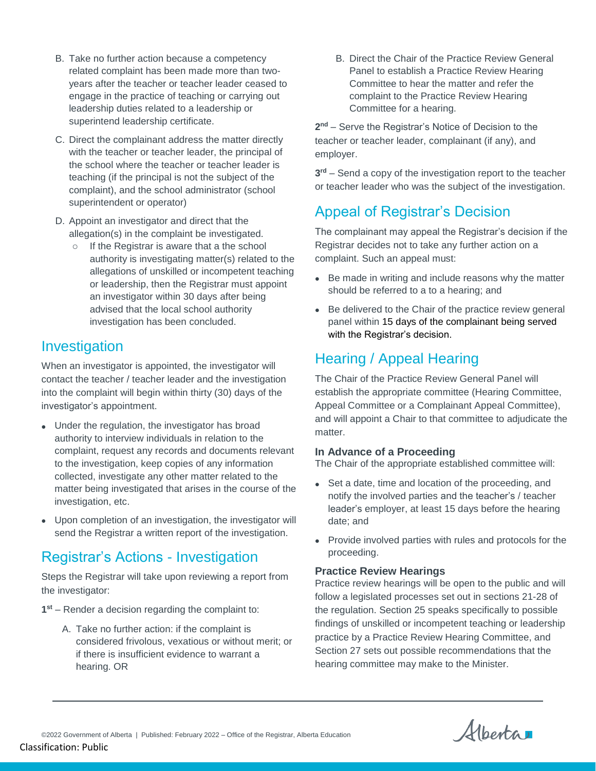B. Take no further action because a competency related complaint has been made more than two-years after the teacher or teacher leader ceased to engage in the practice of teaching or carrying out leadership duties related to a leadership or superintend leadership certificate.

C. Direct the complainant address the matter directly with the teacher or teacher leader, the principal of the school where the teacher or teacher leader is teaching (if the principal is not the subject of the complaint), and the school administrator (school superintendent or operator)

D. Appoint an investigator and direct that the allegation(s) in the complaint be investigated.
   - If the Registrar is aware that a the school authority is investigating matter(s) related to the allegations of unskilled or incompetent teaching or leadership, then the Registrar must appoint an investigator within 30 days after being advised that the local school authority investigation has been concluded.

## Investigation

When an investigator is appointed, the investigator will contact the teacher / teacher leader and the investigation into the complaint will begin within thirty (30) days of the investigator's appointment.

- Under the regulation, the investigator has broad authority to interview individuals in relation to the complaint, request any records and documents relevant to the investigation, keep copies of any information collected, investigate any other matter related to the matter being investigated that arises in the course of the investigation, etc.
- Upon completion of an investigation, the investigator will send the Registrar a written report of the investigation.

## Registrar's Actions - Investigation

Steps the Registrar will take upon reviewing a report from the investigator:

**1st** – Render a decision regarding the complaint to:

A. Take no further action: if the complaint is considered frivolous, vexatious or without merit; or if there is insufficient evidence to warrant a hearing. OR

B. Direct the Chair of the Practice Review General Panel to establish a Practice Review Hearing Committee to hear the matter and refer the complaint to the Practice Review Hearing Committee for a hearing.

**2nd** – Serve the Registrar's Notice of Decision to the teacher or teacher leader, complainant (if any), and employer.

**3rd** – Send a copy of the investigation report to the teacher or teacher leader who was the subject of the investigation.

## Appeal of Registrar's Decision

The complainant may appeal the Registrar's decision if the Registrar decides not to take any further action on a complaint. Such an appeal must:

- Be made in writing and include reasons why the matter should be referred to a to a hearing; and
- Be delivered to the Chair of the practice review general panel within 15 days of the complainant being served with the Registrar's decision.

## Hearing / Appeal Hearing

The Chair of the Practice Review General Panel will establish the appropriate committee (Hearing Committee, Appeal Committee or a Complainant Appeal Committee), and will appoint a Chair to that committee to adjudicate the matter.

### In Advance of a Proceeding

The Chair of the appropriate established committee will:

- Set a date, time and location of the proceeding, and notify the involved parties and the teacher's / teacher leader's employer, at least 15 days before the hearing date; and
- Provide involved parties with rules and protocols for the proceeding.

### Practice Review Hearings

Practice review hearings will be open to the public and will follow a legislated processes set out in sections 21-28 of the regulation. Section 25 speaks specifically to possible findings of unskilled or incompetent teaching or leadership practice by a Practice Review Hearing Committee, and Section 27 sets out possible recommendations that the hearing committee may make to the Minister.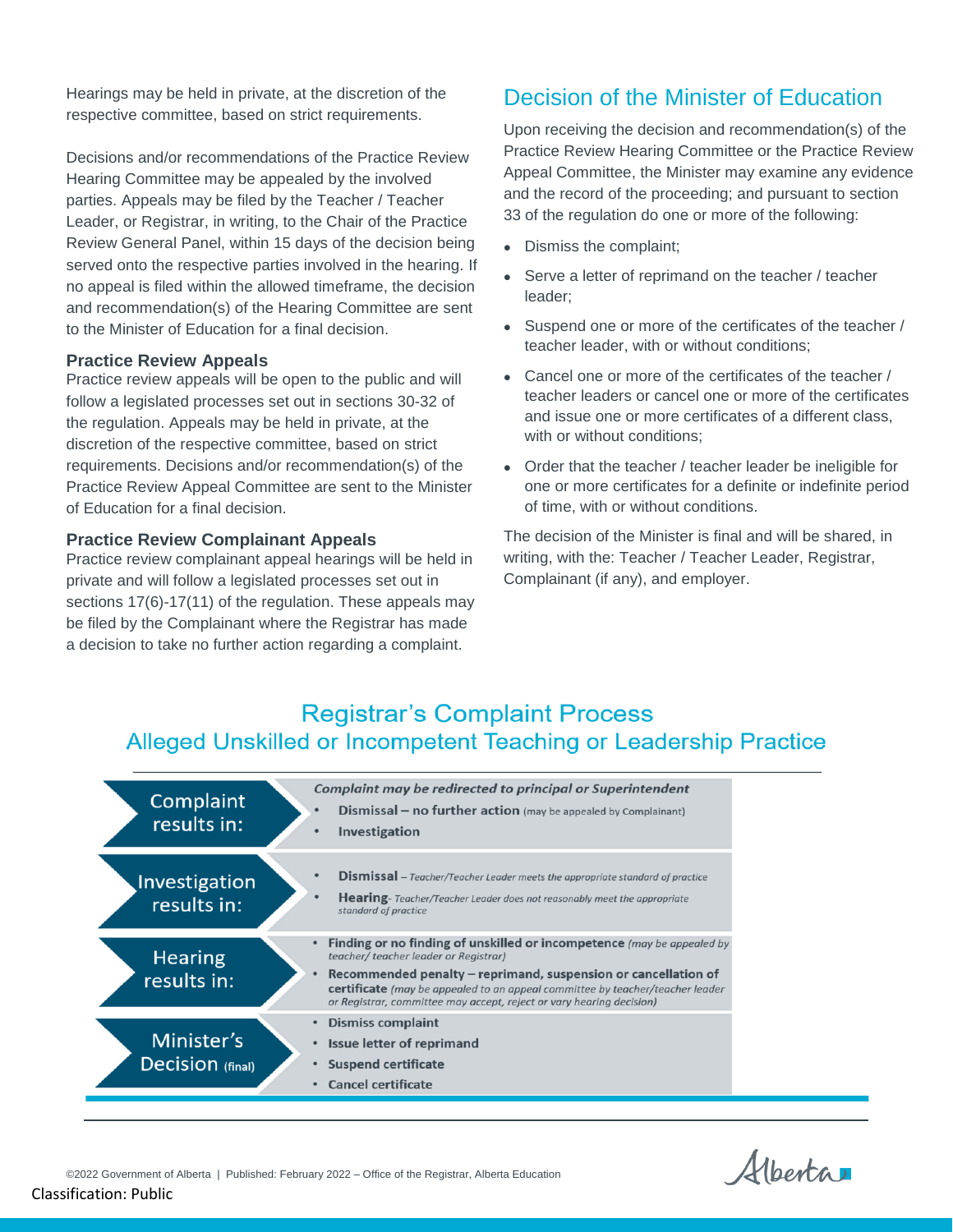Hearings may be held in private, at the discretion of the respective committee, based on strict requirements.

Decisions and/or recommendations of the Practice Review Hearing Committee may be appealed by the involved parties. Appeals may be filed by the Teacher / Teacher Leader, or Registrar, in writing, to the Chair of the Practice Review General Panel, within 15 days of the decision being served onto the respective parties involved in the hearing. If no appeal is filed within the allowed timeframe, the decision and recommendation(s) of the Hearing Committee are sent to the Minister of Education for a final decision.

**Practice Review Appeals**

Practice review appeals will be open to the public and will follow a legislated processes set out in sections 30-32 of the regulation. Appeals may be held in private, at the discretion of the respective committee, based on strict requirements. Decisions and/or recommendation(s) of the Practice Review Appeal Committee are sent to the Minister of Education for a final decision.

**Practice Review Complainant Appeals**

Practice review complainant appeal hearings will be held in private and will follow a legislated processes set out in sections 17(6)-17(11) of the regulation. These appeals may be filed by the Complainant where the Registrar has made a decision to take no further action regarding a complaint.

## Decision of the Minister of Education

Upon receiving the decision and recommendation(s) of the Practice Review Hearing Committee or the Practice Review Appeal Committee, the Minister may examine any evidence and the record of the proceeding; and pursuant to section 33 of the regulation do one or more of the following:

- Dismiss the complaint;
- Serve a letter of reprimand on the teacher / teacher leader;
- Suspend one or more of the certificates of the teacher / teacher leader, with or without conditions;
- Cancel one or more of the certificates of the teacher / teacher leaders or cancel one or more of the certificates and issue one or more certificates of a different class, with or without conditions;
- Order that the teacher / teacher leader be ineligible for one or more certificates for a definite or indefinite period of time, with or without conditions.

The decision of the Minister is final and will be shared, in writing, with the: Teacher / Teacher Leader, Registrar, Complainant (if any), and employer.

## Registrar's Complaint Process
### Alleged Unskilled or Incompetent Teaching or Leadership Practice

**Complaint results in:**

*Complaint may be redirected to principal or Superintendent*

- **Dismissal – no further action** (may be appealed by Complainant)
- **Investigation**

**Investigation results in:**

- **Dismissal** – *Teacher/Teacher Leader meets the appropriate standard of practice*
- **Hearing**- *Teacher/Teacher Leader does not reasonably meet the appropriate standard of practice*

**Hearing results in:**

- **Finding or no finding of unskilled or incompetence** *(may be appealed by teacher/ teacher leader or Registrar)*
- **Recommended penalty – reprimand, suspension or cancellation of certificate** *(may be appealed to an appeal committee by teacher/teacher leader or Registrar, committee may accept, reject or vary hearing decision)*

**Minister's Decision (final)**

- **Dismiss complaint**
- **Issue letter of reprimand**
- **Suspend certificate**
- **Cancel certificate**

©2022 Government of Alberta | Published: February 2022 – Office of the Registrar, Alberta Education

Classification: Public